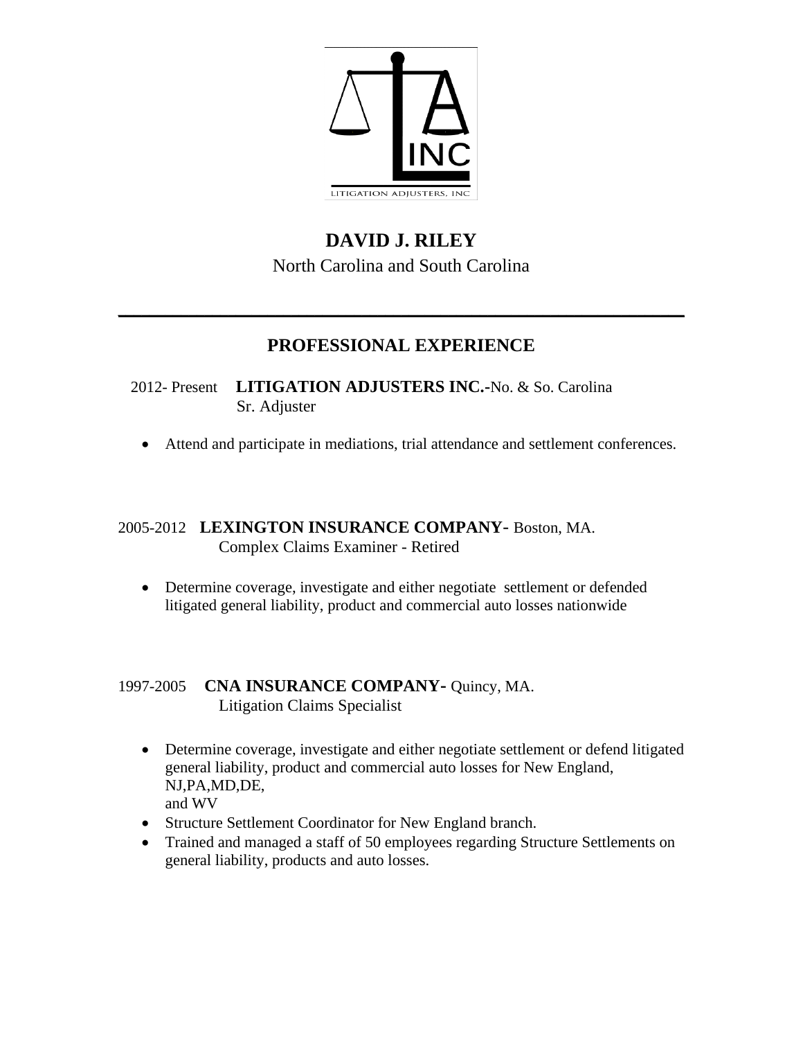# DAVID J. RILEY

North Carolina and South Carolina

---

## PROFESSIONAL EXPERIENCE

2012- Present **LITIGATION ADJUSTERS INC.-**No. & So. Carolina
Sr. Adjuster

- Attend and participate in mediations, trial attendance and settlement conferences.

2005-2012 **LEXINGTON INSURANCE COMPANY-** Boston, MA.
Complex Claims Examiner - Retired

- Determine coverage, investigate and either negotiate settlement or defended litigated general liability, product and commercial auto losses nationwide

1997-2005 **CNA INSURANCE COMPANY-** Quincy, MA.
Litigation Claims Specialist

- Determine coverage, investigate and either negotiate settlement or defend litigated general liability, product and commercial auto losses for New England, NJ,PA,MD,DE, and WV
- Structure Settlement Coordinator for New England branch.
- Trained and managed a staff of 50 employees regarding Structure Settlements on general liability, products and auto losses.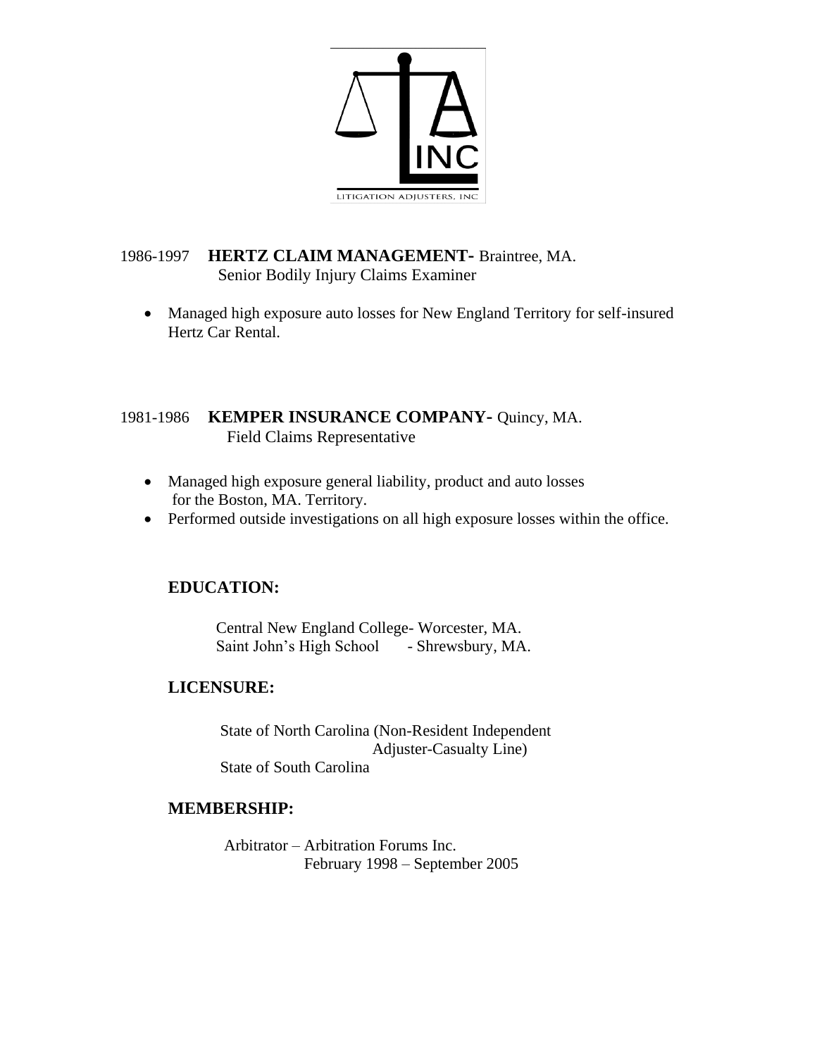1986-1997 **HERTZ CLAIM MANAGEMENT-** Braintree, MA.
Senior Bodily Injury Claims Examiner

- Managed high exposure auto losses for New England Territory for self-insured Hertz Car Rental.

1981-1986 **KEMPER INSURANCE COMPANY-** Quincy, MA.
Field Claims Representative

- Managed high exposure general liability, product and auto losses for the Boston, MA. Territory.
- Performed outside investigations on all high exposure losses within the office.

## EDUCATION:

Central New England College- Worcester, MA.
Saint John's High School - Shrewsbury, MA.

## LICENSURE:

State of North Carolina (Non-Resident Independent Adjuster-Casualty Line)
State of South Carolina

## MEMBERSHIP:

Arbitrator – Arbitration Forums Inc.
February 1998 – September 2005